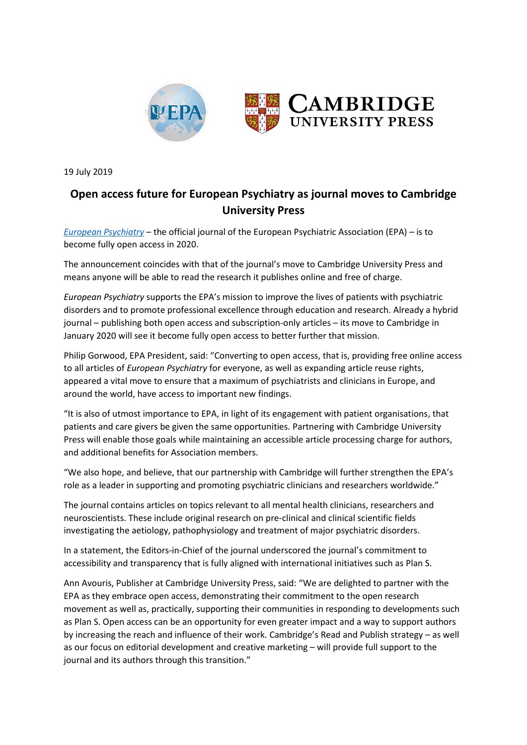19 July 2019

## Open access future for European Psychiatry as journal moves to Cambridge University Press

*European Psychiatry* – the official journal of the European Psychiatric Association (EPA) – is to become fully open access in 2020.

The announcement coincides with that of the journal's move to Cambridge University Press and means anyone will be able to read the research it publishes online and free of charge.

*European Psychiatry* supports the EPA's mission to improve the lives of patients with psychiatric disorders and to promote professional excellence through education and research. Already a hybrid journal – publishing both open access and subscription-only articles – its move to Cambridge in January 2020 will see it become fully open access to better further that mission.

Philip Gorwood, EPA President, said: "Converting to open access, that is, providing free online access to all articles of *European Psychiatry* for everyone, as well as expanding article reuse rights, appeared a vital move to ensure that a maximum of psychiatrists and clinicians in Europe, and around the world, have access to important new findings.

"It is also of utmost importance to EPA, in light of its engagement with patient organisations, that patients and care givers be given the same opportunities. Partnering with Cambridge University Press will enable those goals while maintaining an accessible article processing charge for authors, and additional benefits for Association members.

"We also hope, and believe, that our partnership with Cambridge will further strengthen the EPA's role as a leader in supporting and promoting psychiatric clinicians and researchers worldwide."

The journal contains articles on topics relevant to all mental health clinicians, researchers and neuroscientists. These include original research on pre-clinical and clinical scientific fields investigating the aetiology, pathophysiology and treatment of major psychiatric disorders.

In a statement, the Editors-in-Chief of the journal underscored the journal's commitment to accessibility and transparency that is fully aligned with international initiatives such as Plan S.

Ann Avouris, Publisher at Cambridge University Press, said: "We are delighted to partner with the EPA as they embrace open access, demonstrating their commitment to the open research movement as well as, practically, supporting their communities in responding to developments such as Plan S. Open access can be an opportunity for even greater impact and a way to support authors by increasing the reach and influence of their work. Cambridge's Read and Publish strategy – as well as our focus on editorial development and creative marketing – will provide full support to the journal and its authors through this transition."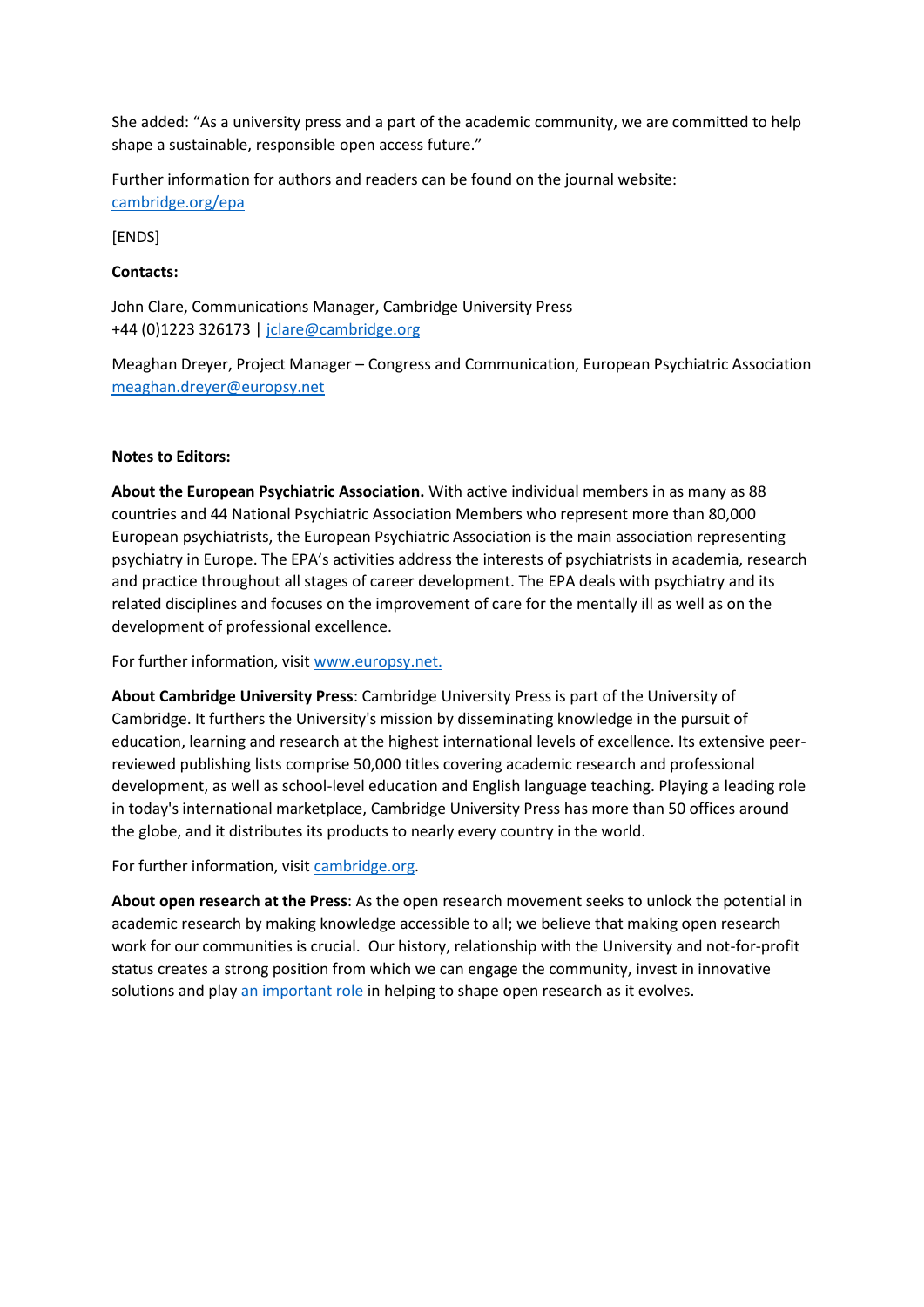She added: "As a university press and a part of the academic community, we are committed to help shape a sustainable, responsible open access future."

Further information for authors and readers can be found on the journal website: [cambridge.org/epa](cambridge.org/epa)

[ENDS]

**Contacts:**

John Clare, Communications Manager, Cambridge University Press
+44 (0)1223 326173 | [jclare@cambridge.org](mailto:jclare@cambridge.org)

Meaghan Dreyer, Project Manager – Congress and Communication, European Psychiatric Association
[meaghan.dreyer@europsy.net](mailto:meaghan.dreyer@europsy.net)

**Notes to Editors:**

**About the European Psychiatric Association.** With active individual members in as many as 88 countries and 44 National Psychiatric Association Members who represent more than 80,000 European psychiatrists, the European Psychiatric Association is the main association representing psychiatry in Europe. The EPA's activities address the interests of psychiatrists in academia, research and practice throughout all stages of career development. The EPA deals with psychiatry and its related disciplines and focuses on the improvement of care for the mentally ill as well as on the development of professional excellence.

For further information, visit [www.europsy.net.](www.europsy.net)

**About Cambridge University Press**: Cambridge University Press is part of the University of Cambridge. It furthers the University's mission by disseminating knowledge in the pursuit of education, learning and research at the highest international levels of excellence. Its extensive peer-reviewed publishing lists comprise 50,000 titles covering academic research and professional development, as well as school-level education and English language teaching. Playing a leading role in today's international marketplace, Cambridge University Press has more than 50 offices around the globe, and it distributes its products to nearly every country in the world.

For further information, visit [cambridge.org](cambridge.org).

**About open research at the Press**: As the open research movement seeks to unlock the potential in academic research by making knowledge accessible to all; we believe that making open research work for our communities is crucial. Our history, relationship with the University and not-for-profit status creates a strong position from which we can engage the community, invest in innovative solutions and play an important role in helping to shape open research as it evolves.